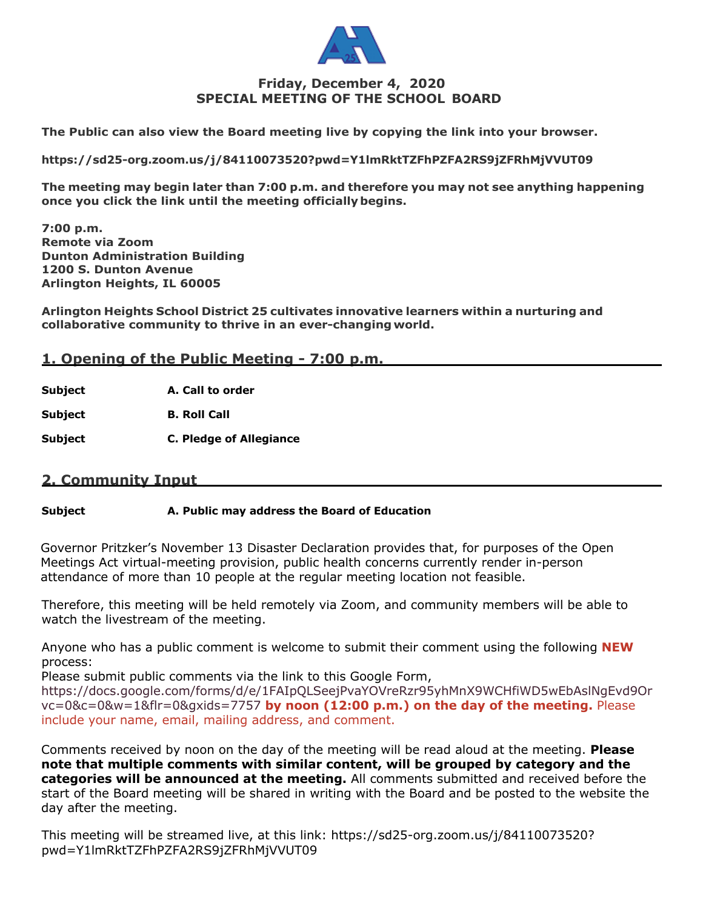**Friday, December 4, 2020**
**SPECIAL MEETING OF THE SCHOOL BOARD**

**The Public can also view the Board meeting live by copying the link into your browser.**

**https://sd25-org.zoom.us/j/84110073520?pwd=Y1lmRktTZFhPZFA2RS9jZFRhMjVVUT09**

**The meeting may begin later than 7:00 p.m. and therefore you may not see anything happening once you click the link until the meeting officially begins.**

**7:00 p.m.**
**Remote via Zoom**
**Dunton Administration Building**
**1200 S. Dunton Avenue**
**Arlington Heights, IL 60005**

**Arlington Heights School District 25 cultivates innovative learners within a nurturing and collaborative community to thrive in an ever-changing world.**

## 1. Opening of the Public Meeting - 7:00 p.m.

**Subject** **A. Call to order**

**Subject** **B. Roll Call**

**Subject** **C. Pledge of Allegiance**

## 2. Community Input

**Subject** **A. Public may address the Board of Education**

Governor Pritzker's November 13 Disaster Declaration provides that, for purposes of the Open Meetings Act virtual-meeting provision, public health concerns currently render in-person attendance of more than 10 people at the regular meeting location not feasible.

Therefore, this meeting will be held remotely via Zoom, and community members will be able to watch the livestream of the meeting.

Anyone who has a public comment is welcome to submit their comment using the following **NEW** process:
Please submit public comments via the link to this Google Form, https://docs.google.com/forms/d/e/1FAIpQLSeejPvaYOVreRzr95yhMnX9WCHfiWD5wEbAslNgEvd9Orvc=0&c=0&w=1&flr=0&gxids=7757 **by noon (12:00 p.m.) on the day of the meeting.** Please include your name, email, mailing address, and comment.

Comments received by noon on the day of the meeting will be read aloud at the meeting. **Please note that multiple comments with similar content, will be grouped by category and the categories will be announced at the meeting.** All comments submitted and received before the start of the Board meeting will be shared in writing with the Board and be posted to the website the day after the meeting.

This meeting will be streamed live, at this link: https://sd25-org.zoom.us/j/84110073520?pwd=Y1lmRktTZFhPZFA2RS9jZFRhMjVVUT09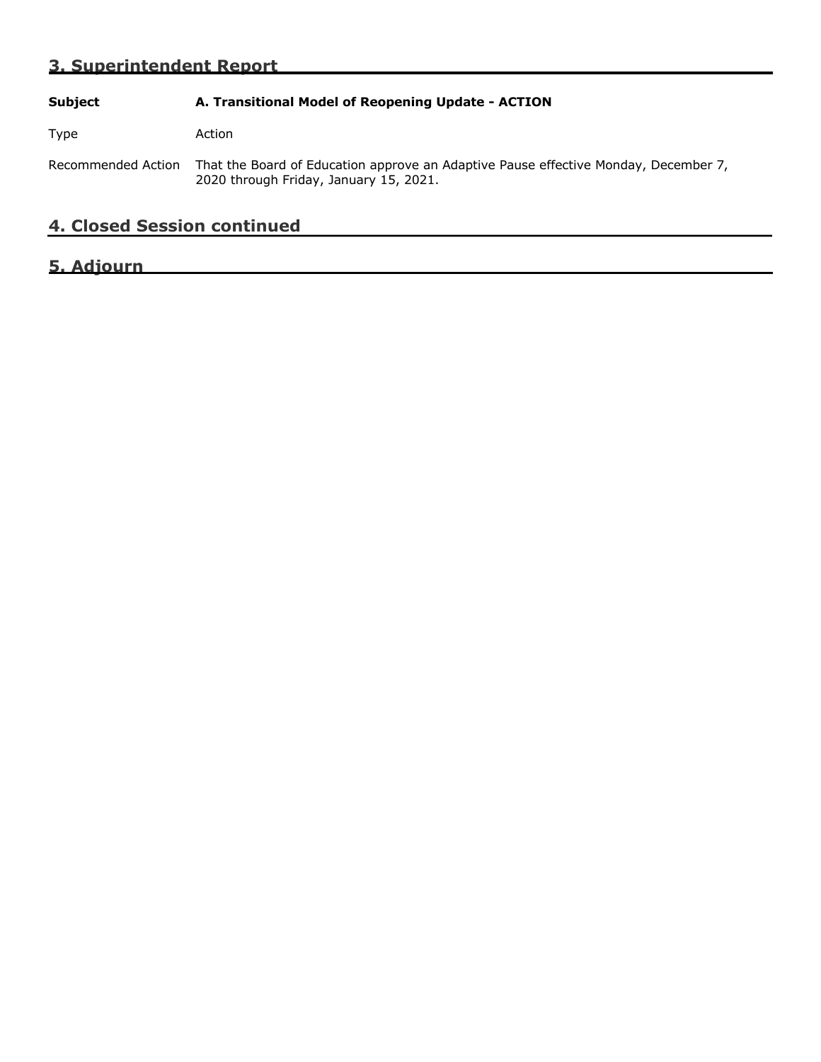## 3. Superintendent Report

| | |
|---|---|
| **Subject** | **A. Transitional Model of Reopening Update - ACTION** |
| Type | Action |
| Recommended Action | That the Board of Education approve an Adaptive Pause effective Monday, December 7, 2020 through Friday, January 15, 2021. |

## 4. Closed Session continued

## 5. Adjourn